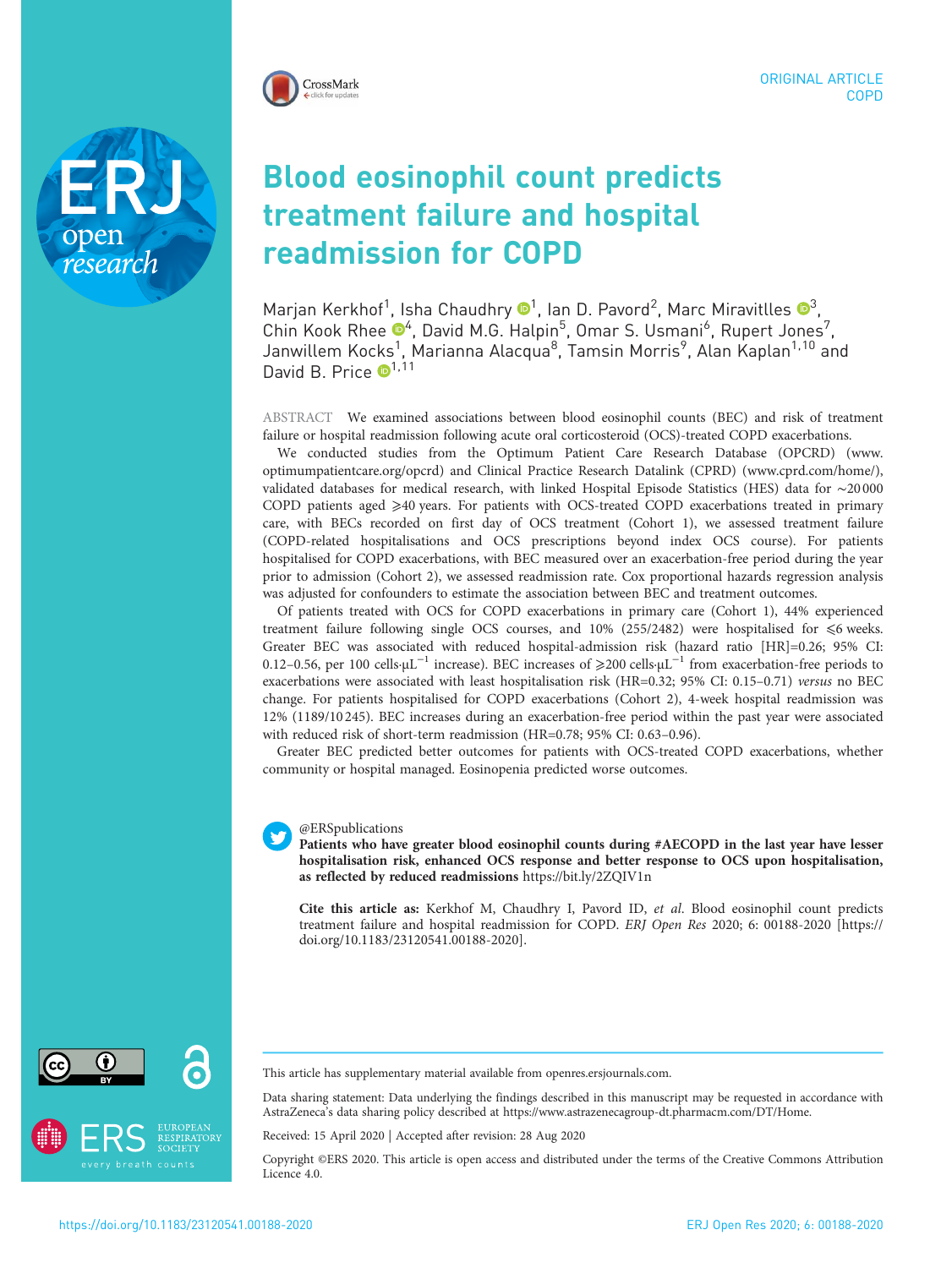ORIGINAL ARTICLE
COPD

# Blood eosinophil count predicts treatment failure and hospital readmission for COPD

Marjan Kerkhof[1], Isha Chaudhry[1], Ian D. Pavord[2], Marc Miravitlles[3], Chin Kook Rhee[4], David M.G. Halpin[5], Omar S. Usmani[6], Rupert Jones[7], Janwillem Kocks[1], Marianna Alacqua[8], Tamsin Morris[9], Alan Kaplan[1,10] and David B. Price[1,11]

ABSTRACT We examined associations between blood eosinophil counts (BEC) and risk of treatment failure or hospital readmission following acute oral corticosteroid (OCS)-treated COPD exacerbations.

We conducted studies from the Optimum Patient Care Research Database (OPCRD) (www.optimumpatientcare.org/opcrd) and Clinical Practice Research Datalink (CPRD) (www.cprd.com/home/), validated databases for medical research, with linked Hospital Episode Statistics (HES) data for ~20 000 COPD patients aged ⩾40 years. For patients with OCS-treated COPD exacerbations treated in primary care, with BECs recorded on first day of OCS treatment (Cohort 1), we assessed treatment failure (COPD-related hospitalisations and OCS prescriptions beyond index OCS course). For patients hospitalised for COPD exacerbations, with BEC measured over an exacerbation-free period during the year prior to admission (Cohort 2), we assessed readmission rate. Cox proportional hazards regression analysis was adjusted for confounders to estimate the association between BEC and treatment outcomes.

Of patients treated with OCS for COPD exacerbations in primary care (Cohort 1), 44% experienced treatment failure following single OCS courses, and 10% (255/2482) were hospitalised for ⩽6 weeks. Greater BEC was associated with reduced hospital-admission risk (hazard ratio [HR]=0.26; 95% CI: 0.12–0.56, per 100 cells·μL$^{-1}$ increase). BEC increases of ⩾200 cells·μL$^{-1}$ from exacerbation-free periods to exacerbations were associated with least hospitalisation risk (HR=0.32; 95% CI: 0.15–0.71) *versus* no BEC change. For patients hospitalised for COPD exacerbations (Cohort 2), 4-week hospital readmission was 12% (1189/10 245). BEC increases during an exacerbation-free period within the past year were associated with reduced risk of short-term readmission (HR=0.78; 95% CI: 0.63–0.96).

Greater BEC predicted better outcomes for patients with OCS-treated COPD exacerbations, whether community or hospital managed. Eosinopenia predicted worse outcomes.

@ERSpublications
**Patients who have greater blood eosinophil counts during #AECOPD in the last year have lesser hospitalisation risk, enhanced OCS response and better response to OCS upon hospitalisation, as reflected by reduced readmissions** https://bit.ly/2ZQIV1n

**Cite this article as:** Kerkhof M, Chaudhry I, Pavord ID, *et al.* Blood eosinophil count predicts treatment failure and hospital readmission for COPD. *ERJ Open Res* 2020; 6: 00188-2020 [https://doi.org/10.1183/23120541.00188-2020].

This article has supplementary material available from openres.ersjournals.com.

Data sharing statement: Data underlying the findings described in this manuscript may be requested in accordance with AstraZeneca's data sharing policy described at https://www.astrazenecagroup-dt.pharmacm.com/DT/Home.

Received: 15 April 2020 | Accepted after revision: 28 Aug 2020

Copyright ©ERS 2020. This article is open access and distributed under the terms of the Creative Commons Attribution Licence 4.0.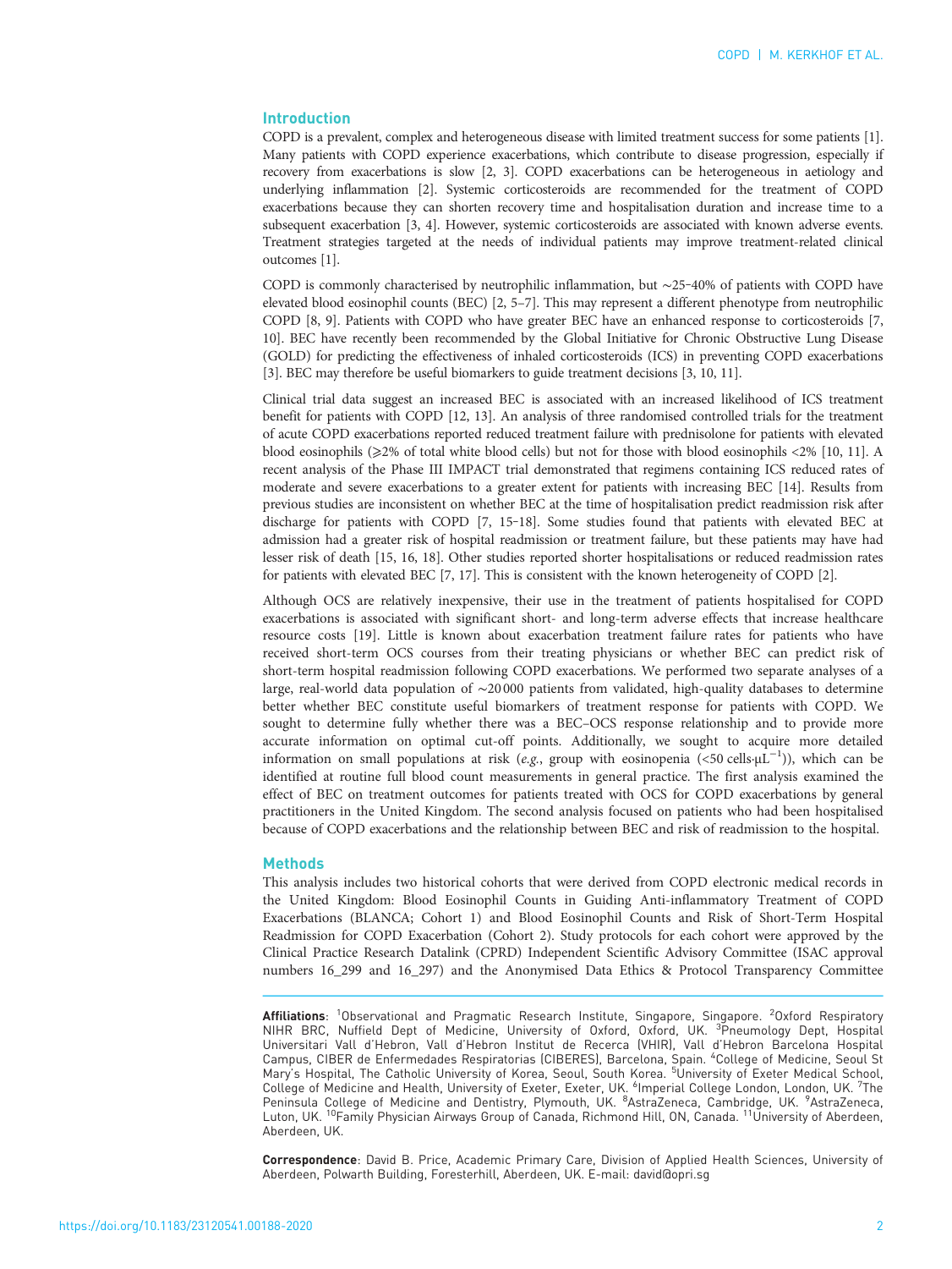## Introduction

COPD is a prevalent, complex and heterogeneous disease with limited treatment success for some patients [1]. Many patients with COPD experience exacerbations, which contribute to disease progression, especially if recovery from exacerbations is slow [2, 3]. COPD exacerbations can be heterogeneous in aetiology and underlying inflammation [2]. Systemic corticosteroids are recommended for the treatment of COPD exacerbations because they can shorten recovery time and hospitalisation duration and increase time to a subsequent exacerbation [3, 4]. However, systemic corticosteroids are associated with known adverse events. Treatment strategies targeted at the needs of individual patients may improve treatment-related clinical outcomes [1].

COPD is commonly characterised by neutrophilic inflammation, but ~25–40% of patients with COPD have elevated blood eosinophil counts (BEC) [2, 5–7]. This may represent a different phenotype from neutrophilic COPD [8, 9]. Patients with COPD who have greater BEC have an enhanced response to corticosteroids [7, 10]. BEC have recently been recommended by the Global Initiative for Chronic Obstructive Lung Disease (GOLD) for predicting the effectiveness of inhaled corticosteroids (ICS) in preventing COPD exacerbations [3]. BEC may therefore be useful biomarkers to guide treatment decisions [3, 10, 11].

Clinical trial data suggest an increased BEC is associated with an increased likelihood of ICS treatment benefit for patients with COPD [12, 13]. An analysis of three randomised controlled trials for the treatment of acute COPD exacerbations reported reduced treatment failure with prednisolone for patients with elevated blood eosinophils (⩾2% of total white blood cells) but not for those with blood eosinophils <2% [10, 11]. A recent analysis of the Phase III IMPACT trial demonstrated that regimens containing ICS reduced rates of moderate and severe exacerbations to a greater extent for patients with increasing BEC [14]. Results from previous studies are inconsistent on whether BEC at the time of hospitalisation predict readmission risk after discharge for patients with COPD [7, 15–18]. Some studies found that patients with elevated BEC at admission had a greater risk of hospital readmission or treatment failure, but these patients may have had lesser risk of death [15, 16, 18]. Other studies reported shorter hospitalisations or reduced readmission rates for patients with elevated BEC [7, 17]. This is consistent with the known heterogeneity of COPD [2].

Although OCS are relatively inexpensive, their use in the treatment of patients hospitalised for COPD exacerbations is associated with significant short- and long-term adverse effects that increase healthcare resource costs [19]. Little is known about exacerbation treatment failure rates for patients who have received short-term OCS courses from their treating physicians or whether BEC can predict risk of short-term hospital readmission following COPD exacerbations. We performed two separate analyses of a large, real-world data population of ~20 000 patients from validated, high-quality databases to determine better whether BEC constitute useful biomarkers of treatment response for patients with COPD. We sought to determine fully whether there was a BEC–OCS response relationship and to provide more accurate information on optimal cut-off points. Additionally, we sought to acquire more detailed information on small populations at risk (*e.g.*, group with eosinopenia (<50 cells·µL$^{-1}$)), which can be identified at routine full blood count measurements in general practice. The first analysis examined the effect of BEC on treatment outcomes for patients treated with OCS for COPD exacerbations by general practitioners in the United Kingdom. The second analysis focused on patients who had been hospitalised because of COPD exacerbations and the relationship between BEC and risk of readmission to the hospital.

## Methods

This analysis includes two historical cohorts that were derived from COPD electronic medical records in the United Kingdom: Blood Eosinophil Counts in Guiding Anti-inflammatory Treatment of COPD Exacerbations (BLANCA; Cohort 1) and Blood Eosinophil Counts and Risk of Short-Term Hospital Readmission for COPD Exacerbation (Cohort 2). Study protocols for each cohort were approved by the Clinical Practice Research Datalink (CPRD) Independent Scientific Advisory Committee (ISAC approval numbers 16_299 and 16_297) and the Anonymised Data Ethics & Protocol Transparency Committee

**Affiliations**: [1]Observational and Pragmatic Research Institute, Singapore, Singapore. [2]Oxford Respiratory NIHR BRC, Nuffield Dept of Medicine, University of Oxford, Oxford, UK. [3]Pneumology Dept, Hospital Universitari Vall d'Hebron, Vall d'Hebron Institut de Recerca (VHIR), Vall d'Hebron Barcelona Hospital Campus, CIBER de Enfermedades Respiratorias (CIBERES), Barcelona, Spain. [4]College of Medicine, Seoul St Mary's Hospital, The Catholic University of Korea, Seoul, South Korea. [5]University of Exeter Medical School, College of Medicine and Health, University of Exeter, Exeter, UK. [6]Imperial College London, London, UK. [7]The Peninsula College of Medicine and Dentistry, Plymouth, UK. [8]AstraZeneca, Cambridge, UK. [9]AstraZeneca, Luton, UK. [10]Family Physician Airways Group of Canada, Richmond Hill, ON, Canada. [11]University of Aberdeen, Aberdeen, UK.

**Correspondence**: David B. Price, Academic Primary Care, Division of Applied Health Sciences, University of Aberdeen, Polwarth Building, Foresterhill, Aberdeen, UK. E-mail: david@opri.sg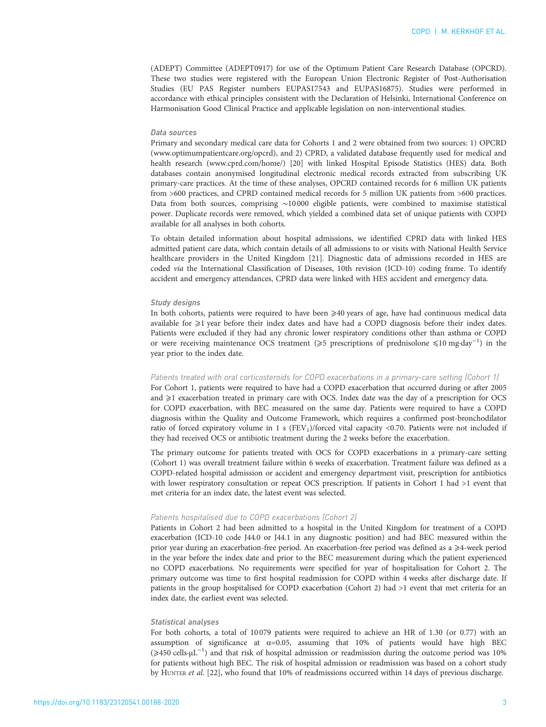(ADEPT) Committee (ADEPT0917) for use of the Optimum Patient Care Research Database (OPCRD). These two studies were registered with the European Union Electronic Register of Post-Authorisation Studies (EU PAS Register numbers EUPAS17543 and EUPAS16875). Studies were performed in accordance with ethical principles consistent with the Declaration of Helsinki, International Conference on Harmonisation Good Clinical Practice and applicable legislation on non-interventional studies.

### Data sources

Primary and secondary medical care data for Cohorts 1 and 2 were obtained from two sources: 1) OPCRD (www.optimumpatientcare.org/opcrd), and 2) CPRD, a validated database frequently used for medical and health research (www.cprd.com/home/) [20] with linked Hospital Episode Statistics (HES) data. Both databases contain anonymised longitudinal electronic medical records extracted from subscribing UK primary-care practices. At the time of these analyses, OPCRD contained records for 6 million UK patients from >600 practices, and CPRD contained medical records for 5 million UK patients from >600 practices. Data from both sources, comprising ∼10 000 eligible patients, were combined to maximise statistical power. Duplicate records were removed, which yielded a combined data set of unique patients with COPD available for all analyses in both cohorts.

To obtain detailed information about hospital admissions, we identified CPRD data with linked HES admitted patient care data, which contain details of all admissions to or visits with National Health Service healthcare providers in the United Kingdom [21]. Diagnostic data of admissions recorded in HES are coded *via* the International Classification of Diseases, 10th revision (ICD-10) coding frame. To identify accident and emergency attendances, CPRD data were linked with HES accident and emergency data.

### Study designs

In both cohorts, patients were required to have been ⩾40 years of age, have had continuous medical data available for ⩾1 year before their index dates and have had a COPD diagnosis before their index dates. Patients were excluded if they had any chronic lower respiratory conditions other than asthma or COPD or were receiving maintenance OCS treatment (⩾5 prescriptions of prednisolone ⩽10 $\text{mg}\cdot\text{day}^{-1}$) in the year prior to the index date.

#### *Patients treated with oral corticosteroids for COPD exacerbations in a primary-care setting (Cohort 1)*

For Cohort 1, patients were required to have had a COPD exacerbation that occurred during or after 2005 and ⩾1 exacerbation treated in primary care with OCS. Index date was the day of a prescription for OCS for COPD exacerbation, with BEC measured on the same day. Patients were required to have a COPD diagnosis within the Quality and Outcome Framework, which requires a confirmed post-bronchodilator ratio of forced expiratory volume in 1 s ($FEV_1$)/forced vital capacity <0.70. Patients were not included if they had received OCS or antibiotic treatment during the 2 weeks before the exacerbation.

The primary outcome for patients treated with OCS for COPD exacerbations in a primary-care setting (Cohort 1) was overall treatment failure within 6 weeks of exacerbation. Treatment failure was defined as a COPD-related hospital admission or accident and emergency department visit, prescription for antibiotics with lower respiratory consultation or repeat OCS prescription. If patients in Cohort 1 had >1 event that met criteria for an index date, the latest event was selected.

#### *Patients hospitalised due to COPD exacerbations (Cohort 2)*

Patients in Cohort 2 had been admitted to a hospital in the United Kingdom for treatment of a COPD exacerbation (ICD-10 code J44.0 or J44.1 in any diagnostic position) and had BEC measured within the prior year during an exacerbation-free period. An exacerbation-free period was defined as a ⩾4-week period in the year before the index date and prior to the BEC measurement during which the patient experienced no COPD exacerbations. No requirements were specified for year of hospitalisation for Cohort 2. The primary outcome was time to first hospital readmission for COPD within 4 weeks after discharge date. If patients in the group hospitalised for COPD exacerbation (Cohort 2) had >1 event that met criteria for an index date, the earliest event was selected.

### Statistical analyses

For both cohorts, a total of 10 079 patients were required to achieve an HR of 1.30 (or 0.77) with an assumption of significance at $\alpha=0.05$, assuming that 10% of patients would have high BEC (⩾450 $\text{cells}\cdot\mu\text{L}^{-1}$) and that risk of hospital admission or readmission during the outcome period was 10% for patients without high BEC. The risk of hospital admission or readmission was based on a cohort study by Hunter *et al.* [22], who found that 10% of readmissions occurred within 14 days of previous discharge.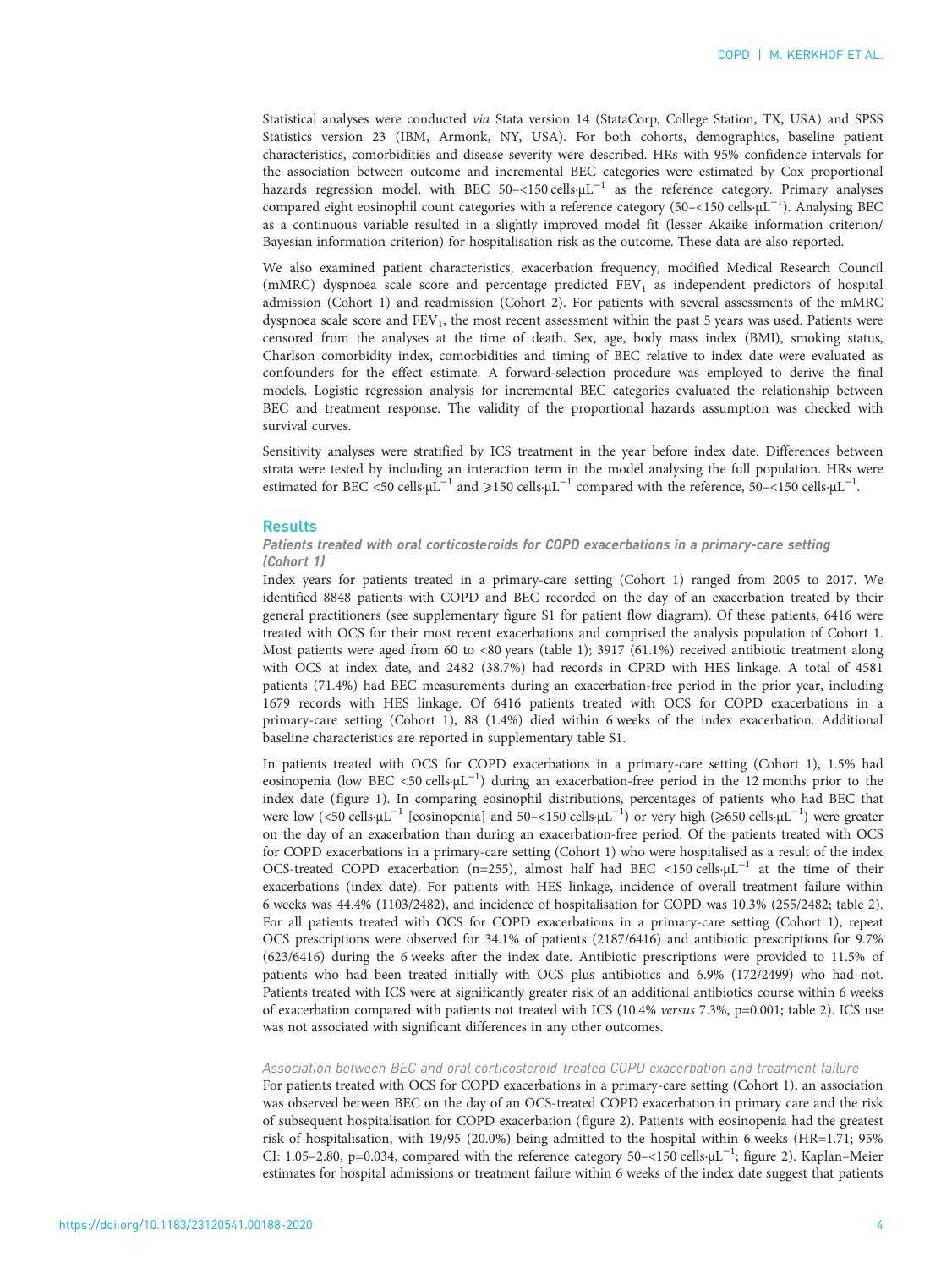Statistical analyses were conducted *via* Stata version 14 (StataCorp, College Station, TX, USA) and SPSS Statistics version 23 (IBM, Armonk, NY, USA). For both cohorts, demographics, baseline patient characteristics, comorbidities and disease severity were described. HRs with 95% confidence intervals for the association between outcome and incremental BEC categories were estimated by Cox proportional hazards regression model, with BEC 50–<150 cells·μL$^{-1}$ as the reference category. Primary analyses compared eight eosinophil count categories with a reference category (50–<150 cells·μL$^{-1}$). Analysing BEC as a continuous variable resulted in a slightly improved model fit (lesser Akaike information criterion/ Bayesian information criterion) for hospitalisation risk as the outcome. These data are also reported.

We also examined patient characteristics, exacerbation frequency, modified Medical Research Council (mMRC) dyspnoea scale score and percentage predicted $FEV_1$ as independent predictors of hospital admission (Cohort 1) and readmission (Cohort 2). For patients with several assessments of the mMRC dyspnoea scale score and $FEV_1$, the most recent assessment within the past 5 years was used. Patients were censored from the analyses at the time of death. Sex, age, body mass index (BMI), smoking status, Charlson comorbidity index, comorbidities and timing of BEC relative to index date were evaluated as confounders for the effect estimate. A forward-selection procedure was employed to derive the final models. Logistic regression analysis for incremental BEC categories evaluated the relationship between BEC and treatment response. The validity of the proportional hazards assumption was checked with survival curves.

Sensitivity analyses were stratified by ICS treatment in the year before index date. Differences between strata were tested by including an interaction term in the model analysing the full population. HRs were estimated for BEC <50 cells·μL$^{-1}$ and ⩾150 cells·μL$^{-1}$ compared with the reference, 50–<150 cells·μL$^{-1}$.

## Results

### Patients treated with oral corticosteroids for COPD exacerbations in a primary-care setting (Cohort 1)

Index years for patients treated in a primary-care setting (Cohort 1) ranged from 2005 to 2017. We identified 8848 patients with COPD and BEC recorded on the day of an exacerbation treated by their general practitioners (see supplementary figure S1 for patient flow diagram). Of these patients, 6416 were treated with OCS for their most recent exacerbations and comprised the analysis population of Cohort 1. Most patients were aged from 60 to <80 years (table 1); 3917 (61.1%) received antibiotic treatment along with OCS at index date, and 2482 (38.7%) had records in CPRD with HES linkage. A total of 4581 patients (71.4%) had BEC measurements during an exacerbation-free period in the prior year, including 1679 records with HES linkage. Of 6416 patients treated with OCS for COPD exacerbations in a primary-care setting (Cohort 1), 88 (1.4%) died within 6 weeks of the index exacerbation. Additional baseline characteristics are reported in supplementary table S1.

In patients treated with OCS for COPD exacerbations in a primary-care setting (Cohort 1), 1.5% had eosinopenia (low BEC <50 cells·μL$^{-1}$) during an exacerbation-free period in the 12 months prior to the index date (figure 1). In comparing eosinophil distributions, percentages of patients who had BEC that were low (<50 cells·μL$^{-1}$ [eosinopenia] and 50–<150 cells·μL$^{-1}$) or very high (⩾650 cells·μL$^{-1}$) were greater on the day of an exacerbation than during an exacerbation-free period. Of the patients treated with OCS for COPD exacerbations in a primary-care setting (Cohort 1) who were hospitalised as a result of the index OCS-treated COPD exacerbation (n=255), almost half had BEC <150 cells·μL$^{-1}$ at the time of their exacerbations (index date). For patients with HES linkage, incidence of overall treatment failure within 6 weeks was 44.4% (1103/2482), and incidence of hospitalisation for COPD was 10.3% (255/2482; table 2). For all patients treated with OCS for COPD exacerbations in a primary-care setting (Cohort 1), repeat OCS prescriptions were observed for 34.1% of patients (2187/6416) and antibiotic prescriptions for 9.7% (623/6416) during the 6 weeks after the index date. Antibiotic prescriptions were provided to 11.5% of patients who had been treated initially with OCS plus antibiotics and 6.9% (172/2499) who had not. Patients treated with ICS were at significantly greater risk of an additional antibiotics course within 6 weeks of exacerbation compared with patients not treated with ICS (10.4% *versus* 7.3%, p=0.001; table 2). ICS use was not associated with significant differences in any other outcomes.

#### Association between BEC and oral corticosteroid-treated COPD exacerbation and treatment failure

For patients treated with OCS for COPD exacerbations in a primary-care setting (Cohort 1), an association was observed between BEC on the day of an OCS-treated COPD exacerbation in primary care and the risk of subsequent hospitalisation for COPD exacerbation (figure 2). Patients with eosinopenia had the greatest risk of hospitalisation, with 19/95 (20.0%) being admitted to the hospital within 6 weeks (HR=1.71; 95% CI: 1.05–2.80, p=0.034, compared with the reference category 50–<150 cells·μL$^{-1}$; figure 2). Kaplan–Meier estimates for hospital admissions or treatment failure within 6 weeks of the index date suggest that patients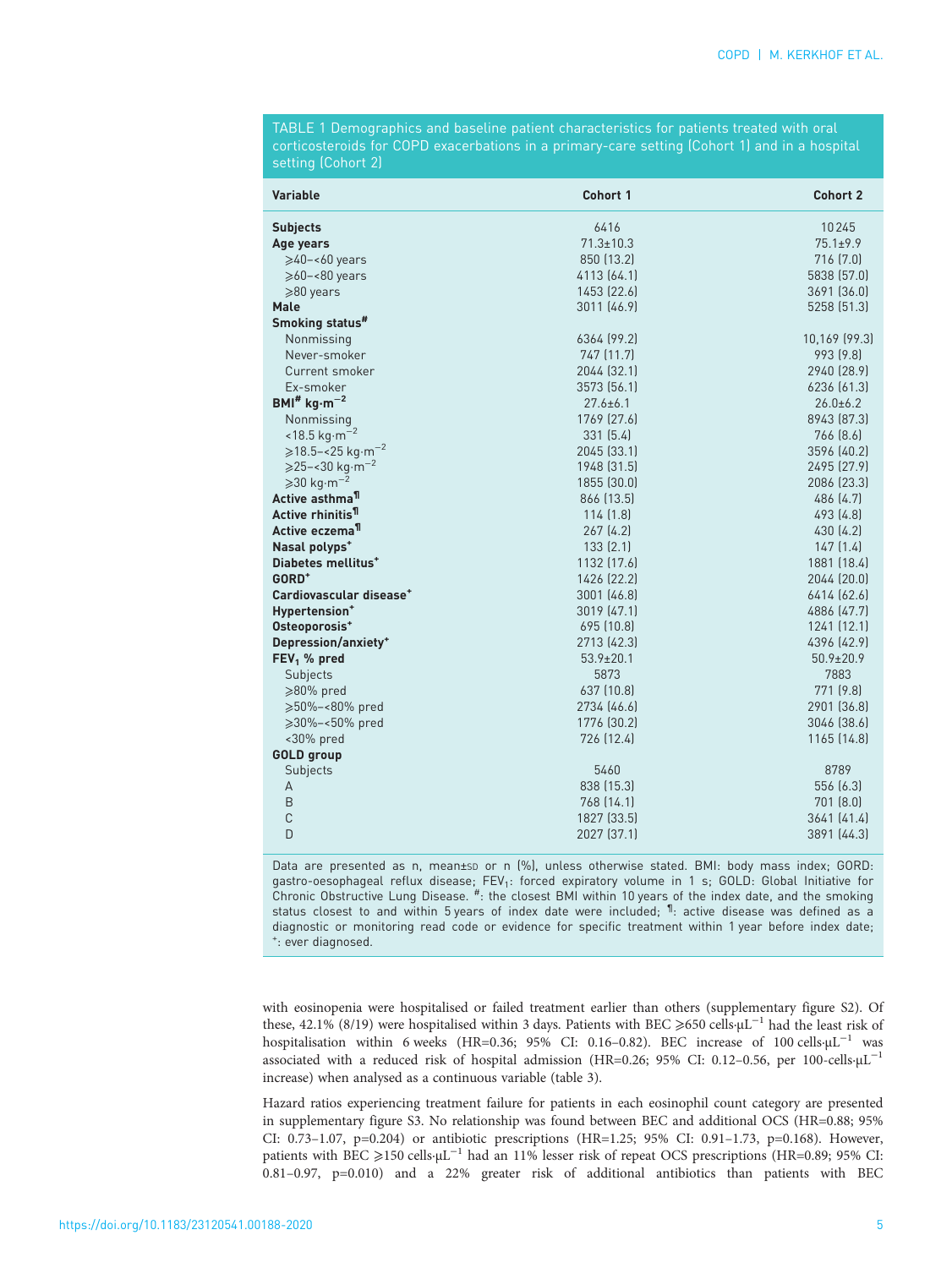TABLE 1 Demographics and baseline patient characteristics for patients treated with oral corticosteroids for COPD exacerbations in a primary-care setting (Cohort 1) and in a hospital setting (Cohort 2)

| Variable | Cohort 1 | Cohort 2 |
|---|---|---|
| **Subjects** | 6416 | 10245 |
| **Age years** | 71.3±10.3 | 75.1±9.9 |
| ⩾40–<60 years | 850 (13.2) | 716 (7.0) |
| ⩾60–<80 years | 4113 (64.1) | 5838 (57.0) |
| ⩾80 years | 1453 (22.6) | 3691 (36.0) |
| **Male** | 3011 (46.9) | 5258 (51.3) |
| **Smoking status**[#] | | |
| Nonmissing | 6364 (99.2) | 10,169 (99.3) |
| Never-smoker | 747 (11.7) | 993 (9.8) |
| Current smoker | 2044 (32.1) | 2940 (28.9) |
| Ex-smoker | 3573 (56.1) | 6236 (61.3) |
| **BMI**[#] **kg·m$^{-2}$** | 27.6±6.1 | 26.0±6.2 |
| Nonmissing | 1769 (27.6) | 8943 (87.3) |
| <18.5 kg·m$^{-2}$ | 331 (5.4) | 766 (8.6) |
| ⩾18.5–<25 kg·m$^{-2}$ | 2045 (33.1) | 3596 (40.2) |
| ⩾25–<30 kg·m$^{-2}$ | 1948 (31.5) | 2495 (27.9) |
| ⩾30 kg·m$^{-2}$ | 1855 (30.0) | 2086 (23.3) |
| **Active asthma**[¶] | 866 (13.5) | 486 (4.7) |
| **Active rhinitis**[¶] | 114 (1.8) | 493 (4.8) |
| **Active eczema**[¶] | 267 (4.2) | 430 (4.2) |
| **Nasal polyps**[+] | 133 (2.1) | 147 (1.4) |
| **Diabetes mellitus**[+] | 1132 (17.6) | 1881 (18.4) |
| **GORD**[+] | 1426 (22.2) | 2044 (20.0) |
| **Cardiovascular disease**[+] | 3001 (46.8) | 6414 (62.6) |
| **Hypertension**[+] | 3019 (47.1) | 4886 (47.7) |
| **Osteoporosis**[+] | 695 (10.8) | 1241 (12.1) |
| **Depression/anxiety**[+] | 2713 (42.3) | 4396 (42.9) |
| **FEV$_1$ % pred** | 53.9±20.1 | 50.9±20.9 |
| Subjects | 5873 | 7883 |
| ⩾80% pred | 637 (10.8) | 771 (9.8) |
| ⩾50%–<80% pred | 2734 (46.6) | 2901 (36.8) |
| ⩾30%–<50% pred | 1776 (30.2) | 3046 (38.6) |
| <30% pred | 726 (12.4) | 1165 (14.8) |
| **GOLD group** | | |
| Subjects | 5460 | 8789 |
| A | 838 (15.3) | 556 (6.3) |
| B | 768 (14.1) | 701 (8.0) |
| C | 1827 (33.5) | 3641 (41.4) |
| D | 2027 (37.1) | 3891 (44.3) |

Data are presented as n, mean±SD or n (%), unless otherwise stated. BMI: body mass index; GORD: gastro-oesophageal reflux disease; FEV$_1$: forced expiratory volume in 1 s; GOLD: Global Initiative for Chronic Obstructive Lung Disease. [#]: the closest BMI within 10 years of the index date, and the smoking status closest to and within 5 years of index date were included; [¶]: active disease was defined as a diagnostic or monitoring read code or evidence for specific treatment within 1 year before index date; [+]: ever diagnosed.

with eosinopenia were hospitalised or failed treatment earlier than others (supplementary figure S2). Of these, 42.1% (8/19) were hospitalised within 3 days. Patients with BEC ⩾650 cells·μL$^{-1}$ had the least risk of hospitalisation within 6 weeks (HR=0.36; 95% CI: 0.16–0.82). BEC increase of 100 cells·μL$^{-1}$ was associated with a reduced risk of hospital admission (HR=0.26; 95% CI: 0.12–0.56, per 100-cells·μL$^{-1}$ increase) when analysed as a continuous variable (table 3).

Hazard ratios experiencing treatment failure for patients in each eosinophil count category are presented in supplementary figure S3. No relationship was found between BEC and additional OCS (HR=0.88; 95% CI: 0.73–1.07, p=0.204) or antibiotic prescriptions (HR=1.25; 95% CI: 0.91–1.73, p=0.168). However, patients with BEC ⩾150 cells·μL$^{-1}$ had an 11% lesser risk of repeat OCS prescriptions (HR=0.89; 95% CI: 0.81–0.97, p=0.010) and a 22% greater risk of additional antibiotics than patients with BEC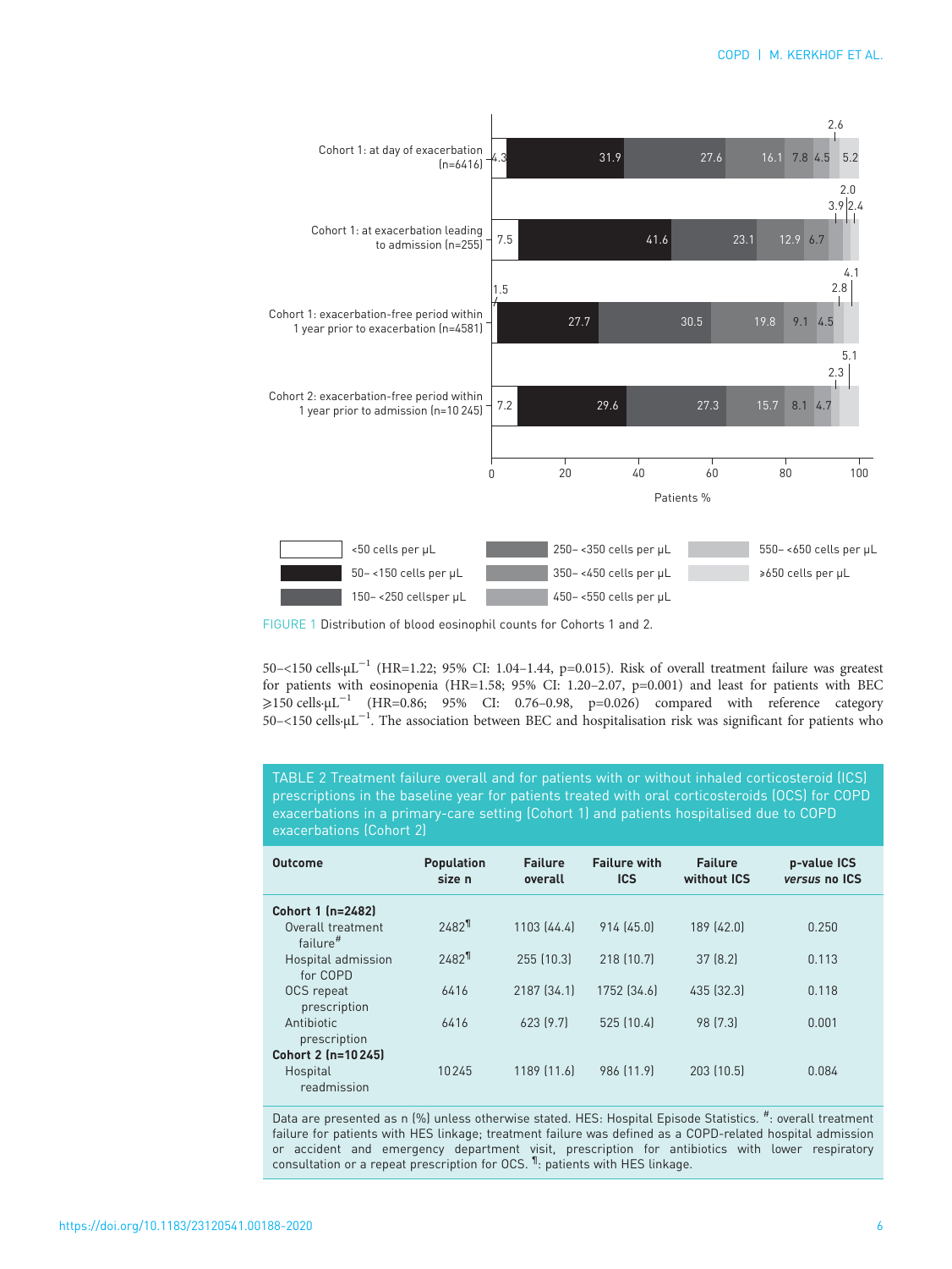FIGURE 1 Distribution of blood eosinophil counts for Cohorts 1 and 2.

50–<150 cells·µL$^{-1}$ (HR=1.22; 95% CI: 1.04–1.44, p=0.015). Risk of overall treatment failure was greatest for patients with eosinopenia (HR=1.58; 95% CI: 1.20–2.07, p=0.001) and least for patients with BEC ⩾150 cells·µL$^{-1}$ (HR=0.86; 95% CI: 0.76–0.98, p=0.026) compared with reference category 50–<150 cells·µL$^{-1}$. The association between BEC and hospitalisation risk was significant for patients who

TABLE 2 Treatment failure overall and for patients with or without inhaled corticosteroid (ICS) prescriptions in the baseline year for patients treated with oral corticosteroids (OCS) for COPD exacerbations in a primary-care setting (Cohort 1) and patients hospitalised due to COPD exacerbations (Cohort 2)

| Outcome | Population size n | Failure overall | Failure with ICS | Failure without ICS | p-value ICS *versus* no ICS |
|---|---|---|---|---|---|
| **Cohort 1 (n=2482)** | | | | | |
| Overall treatment failure[#] | 2482[¶] | 1103 (44.4) | 914 (45.0) | 189 (42.0) | 0.250 |
| Hospital admission for COPD | 2482[¶] | 255 (10.3) | 218 (10.7) | 37 (8.2) | 0.113 |
| OCS repeat prescription | 6416 | 2187 (34.1) | 1752 (34.6) | 435 (32.3) | 0.118 |
| Antibiotic prescription | 6416 | 623 (9.7) | 525 (10.4) | 98 (7.3) | 0.001 |
| **Cohort 2 (n=10 245)** | | | | | |
| Hospital readmission | 10 245 | 1189 (11.6) | 986 (11.9) | 203 (10.5) | 0.084 |

Data are presented as n (%) unless otherwise stated. HES: Hospital Episode Statistics. #: overall treatment failure for patients with HES linkage; treatment failure was defined as a COPD-related hospital admission or accident and emergency department visit, prescription for antibiotics with lower respiratory consultation or a repeat prescription for OCS. ¶: patients with HES linkage.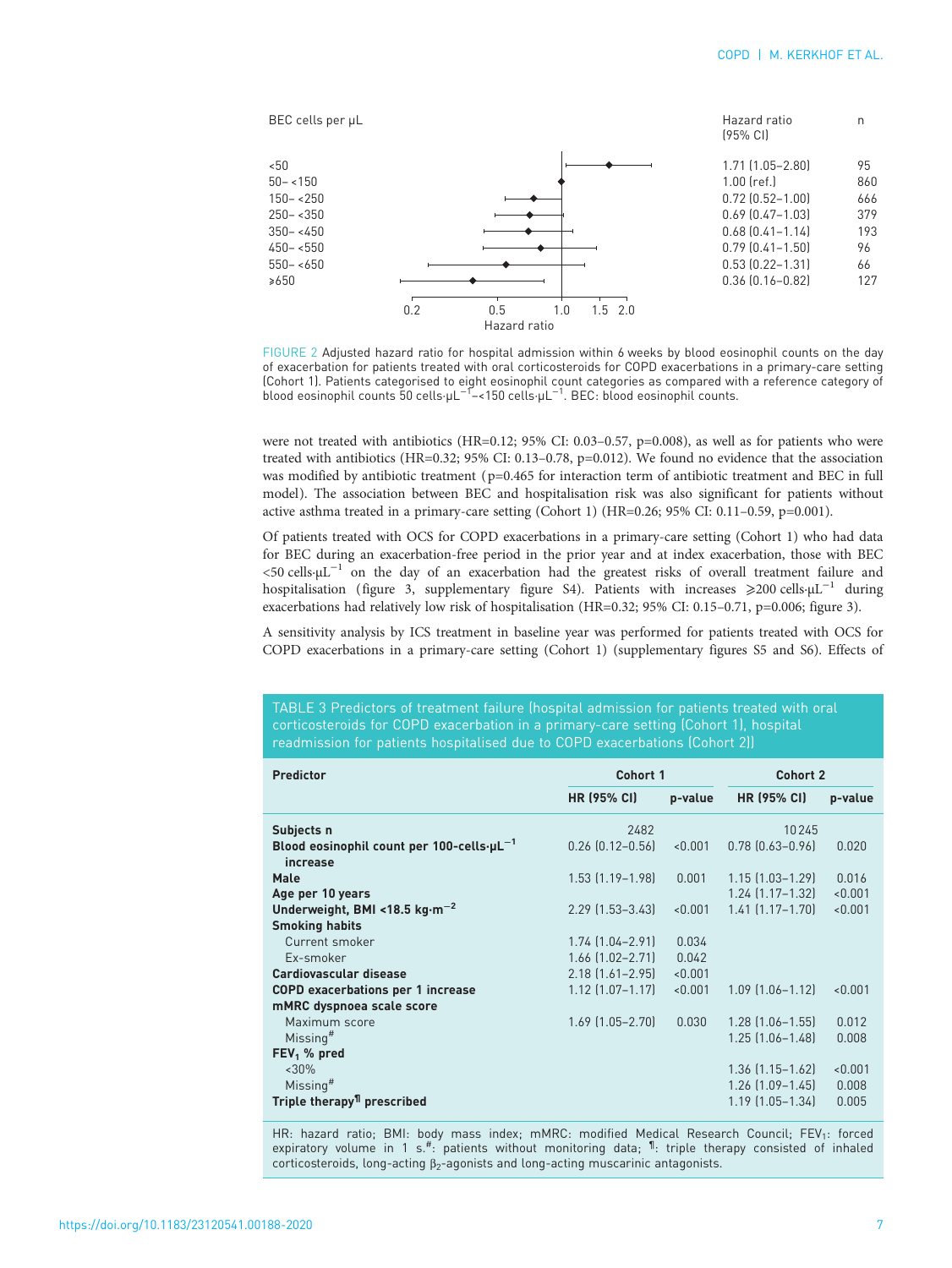| BEC cells per μL | Hazard ratio (95% CI) | n |
|---|---|---|
| <50 | 1.71 (1.05–2.80) | 95 |
| 50–<150 | 1.00 (ref.) | 860 |
| 150–<250 | 0.72 (0.52–1.00) | 666 |
| 250–<350 | 0.69 (0.47–1.03) | 379 |
| 350–<450 | 0.68 (0.41–1.14) | 193 |
| 450–<550 | 0.79 (0.41–1.50) | 96 |
| 550–<650 | 0.53 (0.22–1.31) | 66 |
| ≥650 | 0.36 (0.16–0.82) | 127 |

FIGURE 2 Adjusted hazard ratio for hospital admission within 6 weeks by blood eosinophil counts on the day of exacerbation for patients treated with oral corticosteroids for COPD exacerbations in a primary-care setting (Cohort 1). Patients categorised to eight eosinophil count categories as compared with a reference category of blood eosinophil counts 50 cells·μL$^{-1}$–<150 cells·μL$^{-1}$. BEC: blood eosinophil counts.

were not treated with antibiotics (HR=0.12; 95% CI: 0.03–0.57, p=0.008), as well as for patients who were treated with antibiotics (HR=0.32; 95% CI: 0.13–0.78, p=0.012). We found no evidence that the association was modified by antibiotic treatment (p=0.465 for interaction term of antibiotic treatment and BEC in full model). The association between BEC and hospitalisation risk was also significant for patients without active asthma treated in a primary-care setting (Cohort 1) (HR=0.26; 95% CI: 0.11–0.59, p=0.001).

Of patients treated with OCS for COPD exacerbations in a primary-care setting (Cohort 1) who had data for BEC during an exacerbation-free period in the prior year and at index exacerbation, those with BEC <50 cells·μL$^{-1}$ on the day of an exacerbation had the greatest risks of overall treatment failure and hospitalisation (figure 3, supplementary figure S4). Patients with increases ⩾200 cells·μL$^{-1}$ during exacerbations had relatively low risk of hospitalisation (HR=0.32; 95% CI: 0.15–0.71, p=0.006; figure 3).

A sensitivity analysis by ICS treatment in baseline year was performed for patients treated with OCS for COPD exacerbations in a primary-care setting (Cohort 1) (supplementary figures S5 and S6). Effects of

TABLE 3 Predictors of treatment failure (hospital admission for patients treated with oral corticosteroids for COPD exacerbation in a primary-care setting (Cohort 1), hospital readmission for patients hospitalised due to COPD exacerbations (Cohort 2))

| Predictor | Cohort 1 | | Cohort 2 | |
|---|---|---|---|---|
| | HR (95% CI) | p-value | HR (95% CI) | p-value |
| **Subjects n** | 2482 | | 10245 | |
| **Blood eosinophil count per 100-cells·μL$^{-1}$ increase** | 0.26 (0.12–0.56) | <0.001 | 0.78 (0.63–0.96) | 0.020 |
| **Male** | 1.53 (1.19–1.98) | 0.001 | 1.15 (1.03–1.29) | 0.016 |
| **Age per 10 years** | | | 1.24 (1.17–1.32) | <0.001 |
| **Underweight, BMI <18.5 kg·m$^{-2}$** | 2.29 (1.53–3.43) | <0.001 | 1.41 (1.17–1.70) | <0.001 |
| **Smoking habits** | | | | |
| Current smoker | 1.74 (1.04–2.91) | 0.034 | | |
| Ex-smoker | 1.66 (1.02–2.71) | 0.042 | | |
| **Cardiovascular disease** | 2.18 (1.61–2.95) | <0.001 | | |
| **COPD exacerbations per 1 increase** | 1.12 (1.07–1.17) | <0.001 | 1.09 (1.06–1.12) | <0.001 |
| **mMRC dyspnoea scale score** | | | | |
| Maximum score | 1.69 (1.05–2.70) | 0.030 | 1.28 (1.06–1.55) | 0.012 |
| Missing[#] | | | 1.25 (1.06–1.48) | 0.008 |
| **$FEV_1$ % pred** | | | | |
| <30% | | | 1.36 (1.15–1.62) | <0.001 |
| Missing[#] | | | 1.26 (1.09–1.45) | 0.008 |
| **Triple therapy[¶] prescribed** | | | 1.19 (1.05–1.34) | 0.005 |

HR: hazard ratio; BMI: body mass index; mMRC: modified Medical Research Council; $FEV_1$: forced expiratory volume in 1 s. [#]: patients without monitoring data; [¶]: triple therapy consisted of inhaled corticosteroids, long-acting $\beta_2$-agonists and long-acting muscarinic antagonists.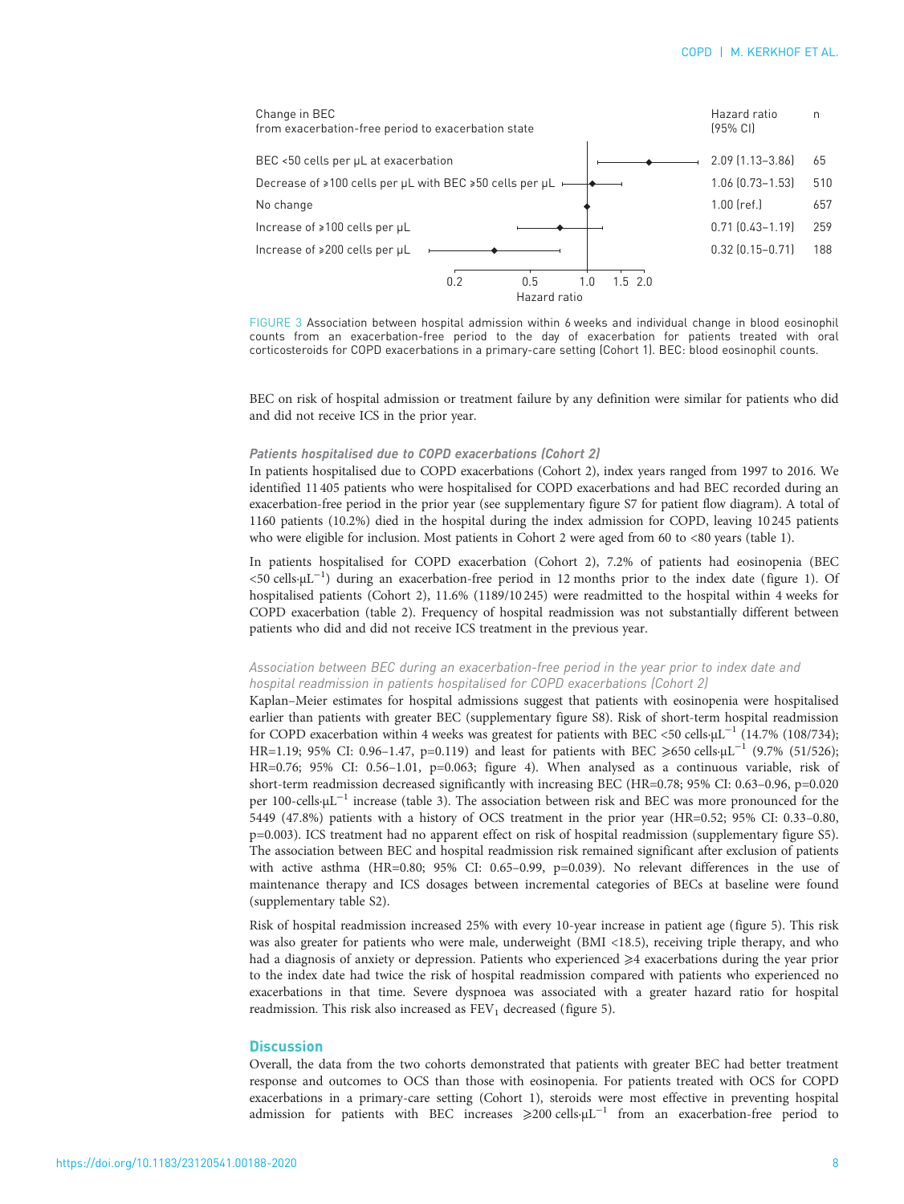| Change in BEC from exacerbation-free period to exacerbation state | Hazard ratio (95% CI) | n |
|---|---|---|
| BEC <50 cells per μL at exacerbation | 2.09 (1.13–3.86) | 65 |
| Decrease of ⩾100 cells per μL with BEC ⩾50 cells per μL | 1.06 (0.73–1.53) | 510 |
| No change | 1.00 (ref.) | 657 |
| Increase of ⩾100 cells per μL | 0.71 (0.43–1.19) | 259 |
| Increase of ⩾200 cells per μL | 0.32 (0.15–0.71) | 188 |

FIGURE 3 Association between hospital admission within 6 weeks and individual change in blood eosinophil counts from an exacerbation-free period to the day of exacerbation for patients treated with oral corticosteroids for COPD exacerbations in a primary-care setting (Cohort 1). BEC: blood eosinophil counts.

BEC on risk of hospital admission or treatment failure by any definition were similar for patients who did and did not receive ICS in the prior year.

#### *Patients hospitalised due to COPD exacerbations (Cohort 2)*

In patients hospitalised due to COPD exacerbations (Cohort 2), index years ranged from 1997 to 2016. We identified 11 405 patients who were hospitalised for COPD exacerbations and had BEC recorded during an exacerbation-free period in the prior year (see supplementary figure S7 for patient flow diagram). A total of 1160 patients (10.2%) died in the hospital during the index admission for COPD, leaving 10 245 patients who were eligible for inclusion. Most patients in Cohort 2 were aged from 60 to <80 years (table 1).

In patients hospitalised for COPD exacerbation (Cohort 2), 7.2% of patients had eosinopenia (BEC <50 cells·μL$^{-1}$) during an exacerbation-free period in 12 months prior to the index date (figure 1). Of hospitalised patients (Cohort 2), 11.6% (1189/10 245) were readmitted to the hospital within 4 weeks for COPD exacerbation (table 2). Frequency of hospital readmission was not substantially different between patients who did and did not receive ICS treatment in the previous year.

##### *Association between BEC during an exacerbation-free period in the year prior to index date and hospital readmission in patients hospitalised for COPD exacerbations (Cohort 2)*

Kaplan–Meier estimates for hospital admissions suggest that patients with eosinopenia were hospitalised earlier than patients with greater BEC (supplementary figure S8). Risk of short-term hospital readmission for COPD exacerbation within 4 weeks was greatest for patients with BEC <50 cells·μL$^{-1}$ (14.7% (108/734); HR=1.19; 95% CI: 0.96–1.47, p=0.119) and least for patients with BEC ⩾650 cells·μL$^{-1}$ (9.7% (51/526); HR=0.76; 95% CI: 0.56–1.01, p=0.063; figure 4). When analysed as a continuous variable, risk of short-term readmission decreased significantly with increasing BEC (HR=0.78; 95% CI: 0.63–0.96, p=0.020 per 100-cells·μL$^{-1}$ increase (table 3). The association between risk and BEC was more pronounced for the 5449 (47.8%) patients with a history of OCS treatment in the prior year (HR=0.52; 95% CI: 0.33–0.80, p=0.003). ICS treatment had no apparent effect on risk of hospital readmission (supplementary figure S5). The association between BEC and hospital readmission risk remained significant after exclusion of patients with active asthma (HR=0.80; 95% CI: 0.65–0.99, p=0.039). No relevant differences in the use of maintenance therapy and ICS dosages between incremental categories of BECs at baseline were found (supplementary table S2).

Risk of hospital readmission increased 25% with every 10-year increase in patient age (figure 5). This risk was also greater for patients who were male, underweight (BMI <18.5), receiving triple therapy, and who had a diagnosis of anxiety or depression. Patients who experienced ⩾4 exacerbations during the year prior to the index date had twice the risk of hospital readmission compared with patients who experienced no exacerbations in that time. Severe dyspnoea was associated with a greater hazard ratio for hospital readmission. This risk also increased as $FEV_1$ decreased (figure 5).

## Discussion

Overall, the data from the two cohorts demonstrated that patients with greater BEC had better treatment response and outcomes to OCS than those with eosinopenia. For patients treated with OCS for COPD exacerbations in a primary-care setting (Cohort 1), steroids were most effective in preventing hospital admission for patients with BEC increases ⩾200 cells·μL$^{-1}$ from an exacerbation-free period to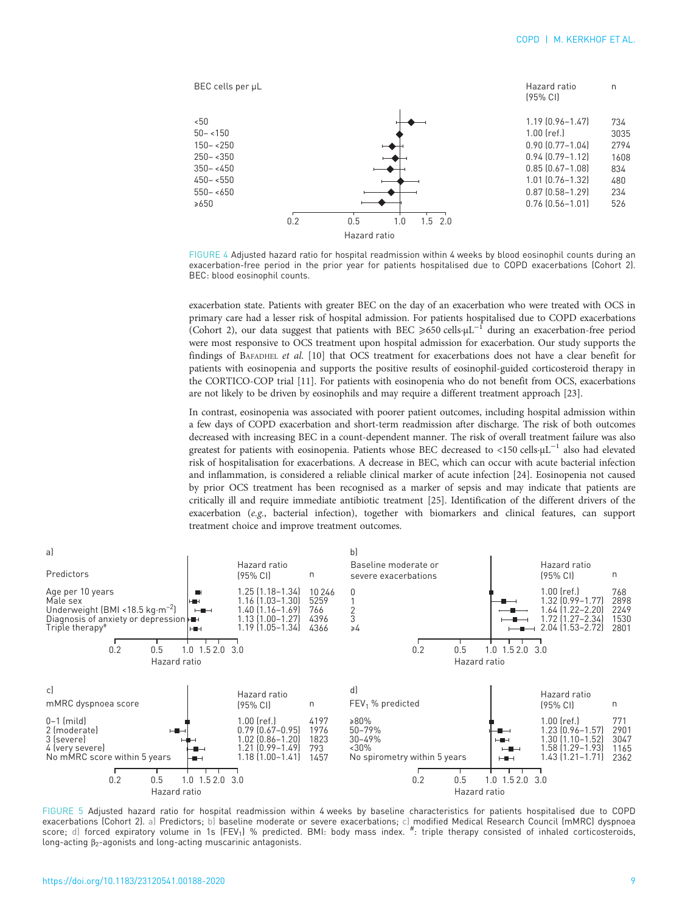| BEC cells per μL | Hazard ratio (95% CI) | n |
|---|---|---|
| <50 | 1.19 (0.96–1.47) | 734 |
| 50– <150 | 1.00 (ref.) | 3035 |
| 150– <250 | 0.90 (0.77–1.04) | 2794 |
| 250– <350 | 0.94 (0.79–1.12) | 1608 |
| 350– <450 | 0.85 (0.67–1.08) | 834 |
| 450– <550 | 1.01 (0.76–1.32) | 480 |
| 550– <650 | 0.87 (0.58–1.29) | 234 |
| ⩾650 | 0.76 (0.56–1.01) | 526 |

FIGURE 4 Adjusted hazard ratio for hospital readmission within 4 weeks by blood eosinophil counts during an exacerbation-free period in the prior year for patients hospitalised due to COPD exacerbations (Cohort 2). BEC: blood eosinophil counts.

exacerbation state. Patients with greater BEC on the day of an exacerbation who were treated with OCS in primary care had a lesser risk of hospital admission. For patients hospitalised due to COPD exacerbations (Cohort 2), our data suggest that patients with BEC ⩾650 cells·μL$^{-1}$ during an exacerbation-free period were most responsive to OCS treatment upon hospital admission for exacerbation. Our study supports the findings of Bafadhel *et al.* [10] that OCS treatment for exacerbations does not have a clear benefit for patients with eosinopenia and supports the positive results of eosinophil-guided corticosteroid therapy in the CORTICO-COP trial [11]. For patients with eosinopenia who do not benefit from OCS, exacerbations are not likely to be driven by eosinophils and may require a different treatment approach [23].

In contrast, eosinopenia was associated with poorer patient outcomes, including hospital admission within a few days of COPD exacerbation and short-term readmission after discharge. The risk of both outcomes decreased with increasing BEC in a count-dependent manner. The risk of overall treatment failure was also greatest for patients with eosinopenia. Patients whose BEC decreased to <150 cells·μL$^{-1}$ also had elevated risk of hospitalisation for exacerbations. A decrease in BEC, which can occur with acute bacterial infection and inflammation, is considered a reliable clinical marker of acute infection [24]. Eosinopenia not caused by prior OCS treatment has been recognised as a marker of sepsis and may indicate that patients are critically ill and require immediate antibiotic treatment [25]. Identification of the different drivers of the exacerbation (*e.g.*, bacterial infection), together with biomarkers and clinical features, can support treatment choice and improve treatment outcomes.

a)

| Predictors | Hazard ratio (95% CI) | n |
|---|---|---|
| Age per 10 years | 1.25 (1.18–1.34) | 10 246 |
| Male sex | 1.16 (1.03–1.30) | 5259 |
| Underweight (BMI <18.5 kg·m$^{-2}$) | 1.40 (1.16–1.69) | 766 |
| Diagnosis of anxiety or depression | 1.13 (1.00–1.27) | 4396 |
| Triple therapy# | 1.19 (1.05–1.34) | 4366 |

b)

| Baseline moderate or severe exacerbations | Hazard ratio (95% CI) | n |
|---|---|---|
| 0 | 1.00 (ref.) | 768 |
| 1 | 1.32 (0.99–1.77) | 2898 |
| 2 | 1.64 (1.22–2.20) | 2249 |
| 3 | 1.72 (1.27–2.34) | 1530 |
| ⩾4 | 2.04 (1.53–2.72) | 2801 |

c)

| mMRC dyspnoea score | Hazard ratio (95% CI) | n |
|---|---|---|
| 0–1 (mild) | 1.00 (ref.) | 4197 |
| 2 (moderate) | 0.79 (0.67–0.95) | 1976 |
| 3 (severe) | 1.02 (0.86–1.20) | 1823 |
| 4 (very severe) | 1.21 (0.99–1.49) | 793 |
| No mMRC score within 5 years | 1.18 (1.00–1.41) | 1457 |

d)

| $FEV_1$ % predicted | Hazard ratio (95% CI) | n |
|---|---|---|
| ⩾80% | 1.00 (ref.) | 771 |
| 50–79% | 1.23 (0.96–1.57) | 2901 |
| 30–49% | 1.30 (1.10–1.52) | 3047 |
| <30% | 1.58 (1.29–1.93) | 1165 |
| No spirometry within 5 years | 1.43 (1.21–1.71) | 2362 |

FIGURE 5 Adjusted hazard ratio for hospital readmission within 4 weeks by baseline characteristics for patients hospitalised due to COPD exacerbations (Cohort 2). a) Predictors; b) baseline moderate or severe exacerbations; c) modified Medical Research Council (mMRC) dyspnoea score; d) forced expiratory volume in 1s ($FEV_1$) % predicted. BMI: body mass index. #: triple therapy consisted of inhaled corticosteroids, long-acting $\beta_2$-agonists and long-acting muscarinic antagonists.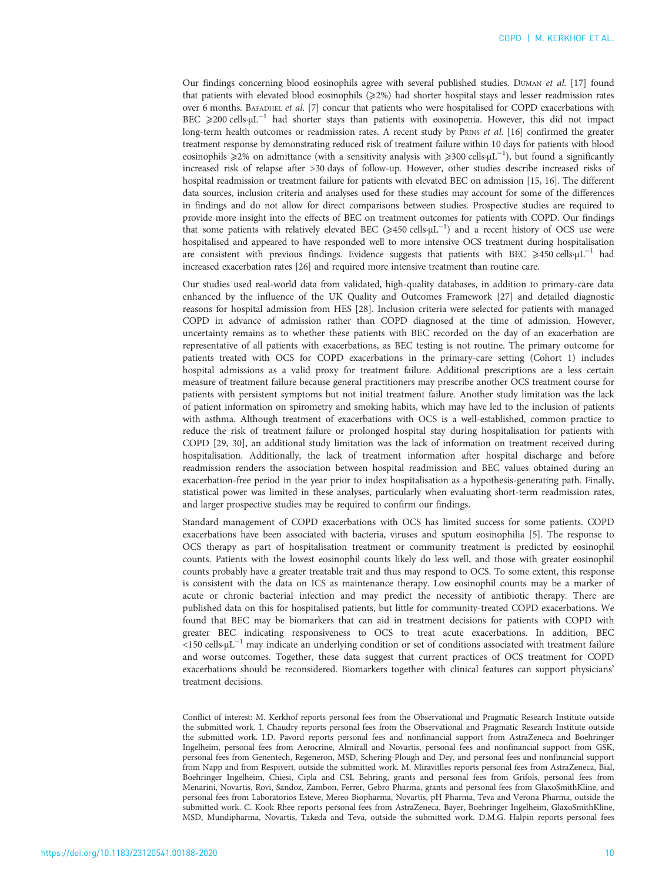Our findings concerning blood eosinophils agree with several published studies. Duman *et al.* [17] found that patients with elevated blood eosinophils (⩾2%) had shorter hospital stays and lesser readmission rates over 6 months. Bafadhel *et al.* [7] concur that patients who were hospitalised for COPD exacerbations with BEC ⩾200 cells·μL$^{-1}$ had shorter stays than patients with eosinopenia. However, this did not impact long-term health outcomes or readmission rates. A recent study by Prins *et al.* [16] confirmed the greater treatment response by demonstrating reduced risk of treatment failure within 10 days for patients with blood eosinophils ⩾2% on admittance (with a sensitivity analysis with ⩾300 cells·μL$^{-1}$), but found a significantly increased risk of relapse after >30 days of follow-up. However, other studies describe increased risks of hospital readmission or treatment failure for patients with elevated BEC on admission [15, 16]. The different data sources, inclusion criteria and analyses used for these studies may account for some of the differences in findings and do not allow for direct comparisons between studies. Prospective studies are required to provide more insight into the effects of BEC on treatment outcomes for patients with COPD. Our findings that some patients with relatively elevated BEC (⩾450 cells·μL$^{-1}$) and a recent history of OCS use were hospitalised and appeared to have responded well to more intensive OCS treatment during hospitalisation are consistent with previous findings. Evidence suggests that patients with BEC ⩾450 cells·μL$^{-1}$ had increased exacerbation rates [26] and required more intensive treatment than routine care.

Our studies used real-world data from validated, high-quality databases, in addition to primary-care data enhanced by the influence of the UK Quality and Outcomes Framework [27] and detailed diagnostic reasons for hospital admission from HES [28]. Inclusion criteria were selected for patients with managed COPD in advance of admission rather than COPD diagnosed at the time of admission. However, uncertainty remains as to whether these patients with BEC recorded on the day of an exacerbation are representative of all patients with exacerbations, as BEC testing is not routine. The primary outcome for patients treated with OCS for COPD exacerbations in the primary-care setting (Cohort 1) includes hospital admissions as a valid proxy for treatment failure. Additional prescriptions are a less certain measure of treatment failure because general practitioners may prescribe another OCS treatment course for patients with persistent symptoms but not initial treatment failure. Another study limitation was the lack of patient information on spirometry and smoking habits, which may have led to the inclusion of patients with asthma. Although treatment of exacerbations with OCS is a well-established, common practice to reduce the risk of treatment failure or prolonged hospital stay during hospitalisation for patients with COPD [29, 30], an additional study limitation was the lack of information on treatment received during hospitalisation. Additionally, the lack of treatment information after hospital discharge and before readmission renders the association between hospital readmission and BEC values obtained during an exacerbation-free period in the year prior to index hospitalisation as a hypothesis-generating path. Finally, statistical power was limited in these analyses, particularly when evaluating short-term readmission rates, and larger prospective studies may be required to confirm our findings.

Standard management of COPD exacerbations with OCS has limited success for some patients. COPD exacerbations have been associated with bacteria, viruses and sputum eosinophilia [5]. The response to OCS therapy as part of hospitalisation treatment or community treatment is predicted by eosinophil counts. Patients with the lowest eosinophil counts likely do less well, and those with greater eosinophil counts probably have a greater treatable trait and thus may respond to OCS. To some extent, this response is consistent with the data on ICS as maintenance therapy. Low eosinophil counts may be a marker of acute or chronic bacterial infection and may predict the necessity of antibiotic therapy. There are published data on this for hospitalised patients, but little for community-treated COPD exacerbations. We found that BEC may be biomarkers that can aid in treatment decisions for patients with COPD with greater BEC indicating responsiveness to OCS to treat acute exacerbations. In addition, BEC <150 cells·μL$^{-1}$ may indicate an underlying condition or set of conditions associated with treatment failure and worse outcomes. Together, these data suggest that current practices of OCS treatment for COPD exacerbations should be reconsidered. Biomarkers together with clinical features can support physicians' treatment decisions.

Conflict of interest: M. Kerkhof reports personal fees from the Observational and Pragmatic Research Institute outside the submitted work. I. Chaudry reports personal fees from the Observational and Pragmatic Research Institute outside the submitted work. I.D. Pavord reports personal fees and nonfinancial support from AstraZeneca and Boehringer Ingelheim, personal fees from Aerocrine, Almirall and Novartis, personal fees and nonfinancial support from GSK, personal fees from Genentech, Regeneron, MSD, Schering-Plough and Dey, and personal fees and nonfinancial support from Napp and from Respivert, outside the submitted work. M. Miravitlles reports personal fees from AstraZeneca, Bial, Boehringer Ingelheim, Chiesi, Cipla and CSL Behring, grants and personal fees from Grifols, personal fees from Menarini, Novartis, Rovi, Sandoz, Zambon, Ferrer, Gebro Pharma, grants and personal fees from GlaxoSmithKline, and personal fees from Laboratorios Esteve, Mereo Biopharma, Novartis, pH Pharma, Teva and Verona Pharma, outside the submitted work. C. Kook Rhee reports personal fees from AstraZeneca, Bayer, Boehringer Ingelheim, GlaxoSmithKline, MSD, Mundipharma, Novartis, Takeda and Teva, outside the submitted work. D.M.G. Halpin reports personal fees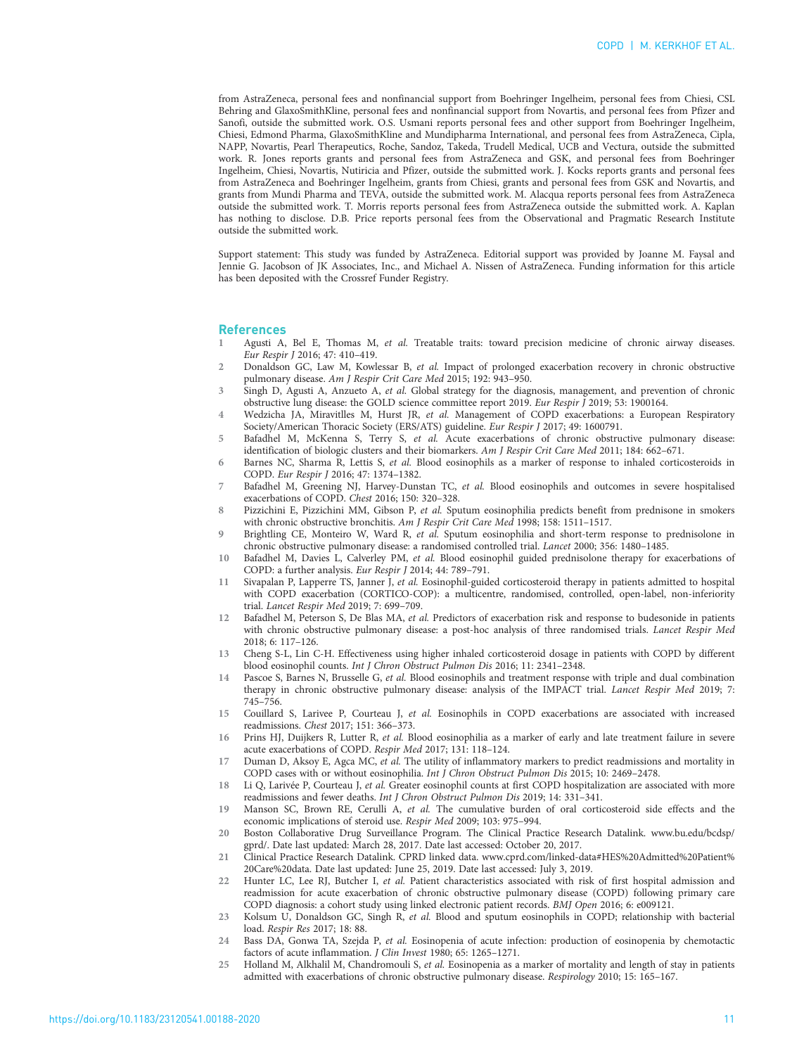from AstraZeneca, personal fees and nonfinancial support from Boehringer Ingelheim, personal fees from Chiesi, CSL Behring and GlaxoSmithKline, personal fees and nonfinancial support from Novartis, and personal fees from Pfizer and Sanofi, outside the submitted work. O.S. Usmani reports personal fees and other support from Boehringer Ingelheim, Chiesi, Edmond Pharma, GlaxoSmithKline and Mundipharma International, and personal fees from AstraZeneca, Cipla, NAPP, Novartis, Pearl Therapeutics, Roche, Sandoz, Takeda, Trudell Medical, UCB and Vectura, outside the submitted work. R. Jones reports grants and personal fees from AstraZeneca and GSK, and personal fees from Boehringer Ingelheim, Chiesi, Novartis, Nutiricia and Pfizer, outside the submitted work. J. Kocks reports grants and personal fees from AstraZeneca and Boehringer Ingelheim, grants from Chiesi, grants and personal fees from GSK and Novartis, and grants from Mundi Pharma and TEVA, outside the submitted work. M. Alacqua reports personal fees from AstraZeneca outside the submitted work. T. Morris reports personal fees from AstraZeneca outside the submitted work. A. Kaplan has nothing to disclose. D.B. Price reports personal fees from the Observational and Pragmatic Research Institute outside the submitted work.

Support statement: This study was funded by AstraZeneca. Editorial support was provided by Joanne M. Faysal and Jennie G. Jacobson of JK Associates, Inc., and Michael A. Nissen of AstraZeneca. Funding information for this article has been deposited with the Crossref Funder Registry.

## References

1. Agusti A, Bel E, Thomas M, *et al.* Treatable traits: toward precision medicine of chronic airway diseases. *Eur Respir J* 2016; 47: 410–419.
2. Donaldson GC, Law M, Kowlessar B, *et al.* Impact of prolonged exacerbation recovery in chronic obstructive pulmonary disease. *Am J Respir Crit Care Med* 2015; 192: 943–950.
3. Singh D, Agusti A, Anzueto A, *et al.* Global strategy for the diagnosis, management, and prevention of chronic obstructive lung disease: the GOLD science committee report 2019. *Eur Respir J* 2019; 53: 1900164.
4. Wedzicha JA, Miravitlles M, Hurst JR, *et al.* Management of COPD exacerbations: a European Respiratory Society/American Thoracic Society (ERS/ATS) guideline. *Eur Respir J* 2017; 49: 1600791.
5. Bafadhel M, McKenna S, Terry S, *et al.* Acute exacerbations of chronic obstructive pulmonary disease: identification of biologic clusters and their biomarkers. *Am J Respir Crit Care Med* 2011; 184: 662–671.
6. Barnes NC, Sharma R, Lettis S, *et al.* Blood eosinophils as a marker of response to inhaled corticosteroids in COPD. *Eur Respir J* 2016; 47: 1374–1382.
7. Bafadhel M, Greening NJ, Harvey-Dunstan TC, *et al.* Blood eosinophils and outcomes in severe hospitalised exacerbations of COPD. *Chest* 2016; 150: 320–328.
8. Pizzichini E, Pizzichini MM, Gibson P, *et al.* Sputum eosinophilia predicts benefit from prednisone in smokers with chronic obstructive bronchitis. *Am J Respir Crit Care Med* 1998; 158: 1511–1517.
9. Brightling CE, Monteiro W, Ward R, *et al.* Sputum eosinophilia and short-term response to prednisolone in chronic obstructive pulmonary disease: a randomised controlled trial. *Lancet* 2000; 356: 1480–1485.
10. Bafadhel M, Davies L, Calverley PM, *et al.* Blood eosinophil guided prednisolone therapy for exacerbations of COPD: a further analysis. *Eur Respir J* 2014; 44: 789–791.
11. Sivapalan P, Lapperre TS, Janner J, *et al.* Eosinophil-guided corticosteroid therapy in patients admitted to hospital with COPD exacerbation (CORTICO-COP): a multicentre, randomised, controlled, open-label, non-inferiority trial. *Lancet Respir Med* 2019; 7: 699–709.
12. Bafadhel M, Peterson S, De Blas MA, *et al.* Predictors of exacerbation risk and response to budesonide in patients with chronic obstructive pulmonary disease: a post-hoc analysis of three randomised trials. *Lancet Respir Med* 2018; 6: 117–126.
13. Cheng S-L, Lin C-H. Effectiveness using higher inhaled corticosteroid dosage in patients with COPD by different blood eosinophil counts. *Int J Chron Obstruct Pulmon Dis* 2016; 11: 2341–2348.
14. Pascoe S, Barnes N, Brusselle G, *et al.* Blood eosinophils and treatment response with triple and dual combination therapy in chronic obstructive pulmonary disease: analysis of the IMPACT trial. *Lancet Respir Med* 2019; 7: 745–756.
15. Couillard S, Larivee P, Courteau J, *et al.* Eosinophils in COPD exacerbations are associated with increased readmissions. *Chest* 2017; 151: 366–373.
16. Prins HJ, Duijkers R, Lutter R, *et al.* Blood eosinophilia as a marker of early and late treatment failure in severe acute exacerbations of COPD. *Respir Med* 2017; 131: 118–124.
17. Duman D, Aksoy E, Agca MC, *et al.* The utility of inflammatory markers to predict readmissions and mortality in COPD cases with or without eosinophilia. *Int J Chron Obstruct Pulmon Dis* 2015; 10: 2469–2478.
18. Li Q, Larivée P, Courteau J, *et al.* Greater eosinophil counts at first COPD hospitalization are associated with more readmissions and fewer deaths. *Int J Chron Obstruct Pulmon Dis* 2019; 14: 331–341.
19. Manson SC, Brown RE, Cerulli A, *et al.* The cumulative burden of oral corticosteroid side effects and the economic implications of steroid use. *Respir Med* 2009; 103: 975–994.
20. Boston Collaborative Drug Surveillance Program. The Clinical Practice Research Datalink. www.bu.edu/bcdsp/gprd/. Date last updated: March 28, 2017. Date last accessed: October 20, 2017.
21. Clinical Practice Research Datalink. CPRD linked data. www.cprd.com/linked-data#HES%20Admitted%20Patient%20Care%20data. Date last updated: June 25, 2019. Date last accessed: July 3, 2019.
22. Hunter LC, Lee RJ, Butcher I, *et al.* Patient characteristics associated with risk of first hospital admission and readmission for acute exacerbation of chronic obstructive pulmonary disease (COPD) following primary care COPD diagnosis: a cohort study using linked electronic patient records. *BMJ Open* 2016; 6: e009121.
23. Kolsum U, Donaldson GC, Singh R, *et al.* Blood and sputum eosinophils in COPD; relationship with bacterial load. *Respir Res* 2017; 18: 88.
24. Bass DA, Gonwa TA, Szejda P, *et al.* Eosinopenia of acute infection: production of eosinopenia by chemotactic factors of acute inflammation. *J Clin Invest* 1980; 65: 1265–1271.
25. Holland M, Alkhalil M, Chandromouli S, *et al.* Eosinopenia as a marker of mortality and length of stay in patients admitted with exacerbations of chronic obstructive pulmonary disease. *Respirology* 2010; 15: 165–167.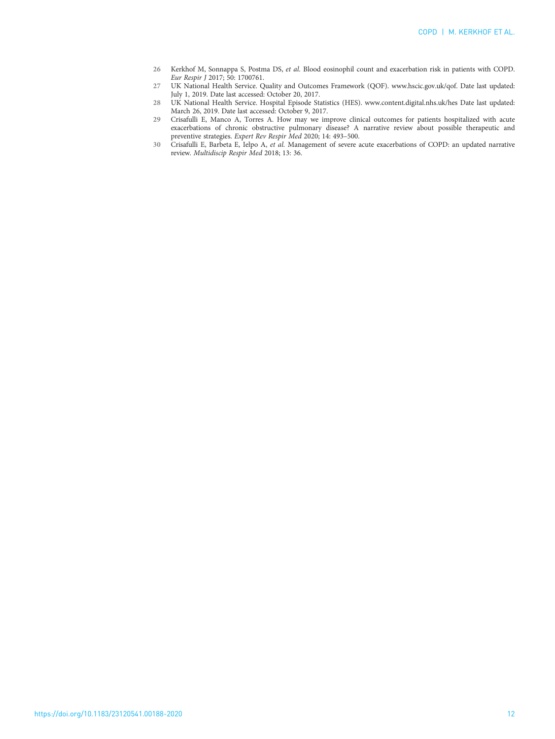26 Kerkhof M, Sonnappa S, Postma DS, *et al.* Blood eosinophil count and exacerbation risk in patients with COPD. *Eur Respir J* 2017; 50: 1700761.

27 UK National Health Service. Quality and Outcomes Framework (QOF). www.hscic.gov.uk/qof. Date last updated: July 1, 2019. Date last accessed: October 20, 2017.

28 UK National Health Service. Hospital Episode Statistics (HES). www.content.digital.nhs.uk/hes Date last updated: March 26, 2019. Date last accessed: October 9, 2017.

29 Crisafulli E, Manco A, Torres A. How may we improve clinical outcomes for patients hospitalized with acute exacerbations of chronic obstructive pulmonary disease? A narrative review about possible therapeutic and preventive strategies. *Expert Rev Respir Med* 2020; 14: 493–500.

30 Crisafulli E, Barbeta E, Ielpo A, *et al.* Management of severe acute exacerbations of COPD: an updated narrative review. *Multidiscip Respir Med* 2018; 13: 36.